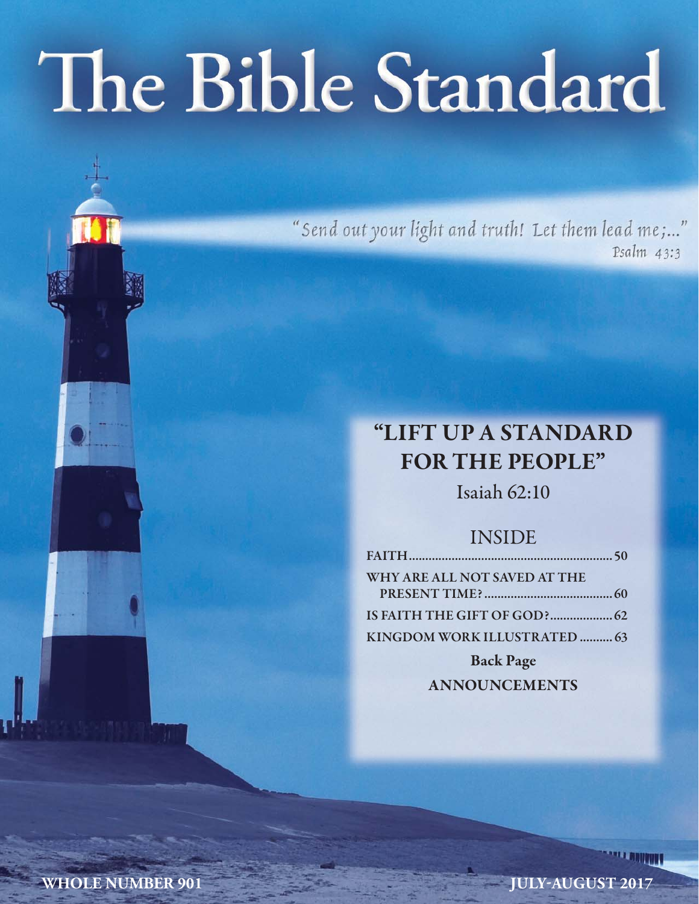# The Bible Standard

"Send out your light and truth! Let them lead me;..."
Psalm 43:3

## "LIFT UP A STANDARD FOR THE PEOPLE"

Isaiah 62:10

### INSIDE

FAITH.......................................................... 50

WHY ARE ALL NOT SAVED AT THE PRESENT TIME?...................................... 60

IS FAITH THE GIFT OF GOD?.................. 62

KINGDOM WORK ILLUSTRATED .......... 63

**Back Page**

**ANNOUNCEMENTS**

WHOLE NUMBER 901

JULY-AUGUST 2017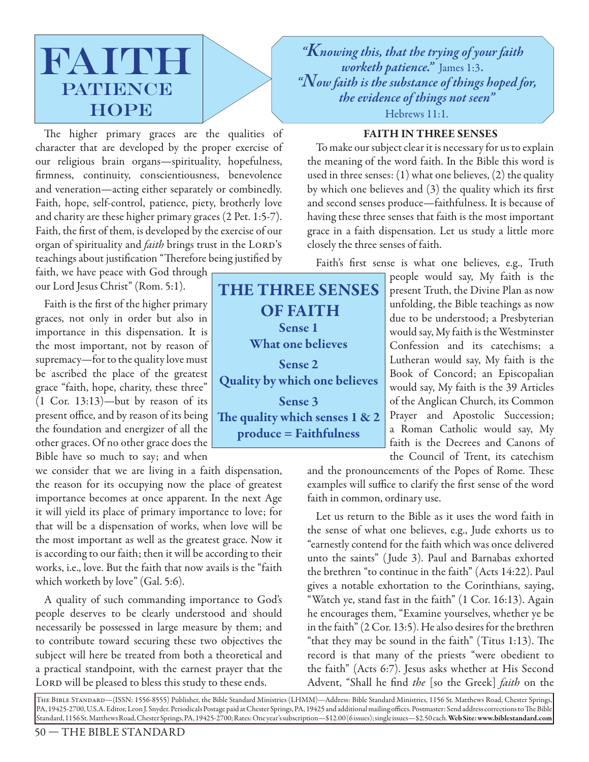# FAITH
## PATIENCE
## HOPE

*"Knowing this, that the trying of your faith worketh patience."* James 1:3.
*"Now faith is the substance of things hoped for, the evidence of things not seen"* Hebrews 11:1.

The higher primary graces are the qualities of character that are developed by the proper exercise of our religious brain organs—spirituality, hopefulness, firmness, continuity, conscientiousness, benevolence and veneration—acting either separately or combinedly. Faith, hope, self-control, patience, piety, brotherly love and charity are these higher primary graces (2 Pet. 1:5-7). Faith, the first of them, is developed by the exercise of our organ of spirituality and *faith* brings trust in the LORD'S teachings about justification "Therefore being justified by faith, we have peace with God through our Lord Jesus Christ" (Rom. 5:1).

Faith is the first of the higher primary graces, not only in order but also in importance in this dispensation. It is the most important, not by reason of supremacy—for to the quality love must be ascribed the place of the greatest grace "faith, hope, charity, these three" (1 Cor. 13:13)—but by reason of its present office, and by reason of its being the foundation and energizer of all the other graces. Of no other grace does the Bible have so much to say; and when we consider that we are living in a faith dispensation, the reason for its occupying now the place of greatest importance becomes at once apparent. In the next Age it will yield its place of primary importance to love; for that will be a dispensation of works, when love will be the most important as well as the greatest grace. Now it is according to our faith; then it will be according to their works, i.e., love. But the faith that now avails is the "faith which worketh by love" (Gal. 5:6).

A quality of such commanding importance to God's people deserves to be clearly understood and should necessarily be possessed in large measure by them; and to contribute toward securing these two objectives the subject will here be treated from both a theoretical and a practical standpoint, with the earnest prayer that the LORD will be pleased to bless this study to these ends.

### FAITH IN THREE SENSES

To make our subject clear it is necessary for us to explain the meaning of the word faith. In the Bible this word is used in three senses: (1) what one believes, (2) the quality by which one believes and (3) the quality which its first and second senses produce—faithfulness. It is because of having these three senses that faith is the most important grace in a faith dispensation. Let us study a little more closely the three senses of faith.

> **THE THREE SENSES OF FAITH**
> **Sense 1**
> **What one believes**
> **Sense 2**
> **Quality by which one believes**
> **Sense 3**
> **The quality which senses 1 & 2 produce = Faithfulness**

Faith's first sense is what one believes, e.g., Truth people would say, My faith is the present Truth, the Divine Plan as now unfolding, the Bible teachings as now due to be understood; a Presbyterian would say, My faith is the Westminster Confession and its catechisms; a Lutheran would say, My faith is the Book of Concord; an Episcopalian would say, My faith is the 39 Articles of the Anglican Church, its Common Prayer and Apostolic Succession; a Roman Catholic would say, My faith is the Decrees and Canons of the Council of Trent, its catechism and the pronouncements of the Popes of Rome. These examples will suffice to clarify the first sense of the word faith in common, ordinary use.

Let us return to the Bible as it uses the word faith in the sense of what one believes, e.g., Jude exhorts us to "earnestly contend for the faith which was once delivered unto the saints" (Jude 3). Paul and Barnabas exhorted the brethren "to continue in the faith" (Acts 14:22). Paul gives a notable exhortation to the Corinthians, saying, "Watch ye, stand fast in the faith" (1 Cor. 16:13). Again he encourages them, "Examine yourselves, whether ye be in the faith" (2 Cor. 13:5). He also desires for the brethren "that they may be sound in the faith" (Titus 1:13). The record is that many of the priests "were obedient to the faith" (Acts 6:7). Jesus asks whether at His Second Advent, "Shall he find *the* [so the Greek] *faith* on the

THE BIBLE STANDARD—(ISSN: 1556-8555) Publisher, the Bible Standard Ministries (LHMM)—Address: Bible Standard Ministries, 1156 St. Matthews Road, Chester Springs, PA, 19425-2700, U.S.A. Editor, Leon J. Snyder. Periodicals Postage paid at Chester Springs, PA, 19425 and additional mailing offices. Postmaster: Send address corrections to The Bible Standard, 1156 St. Matthews Road, Chester Springs, PA, 19425-2700; Rates: One year's subscription—$12.00 (6 issues); single issues—$2.50 each. **Web Site: www.biblestandard.com**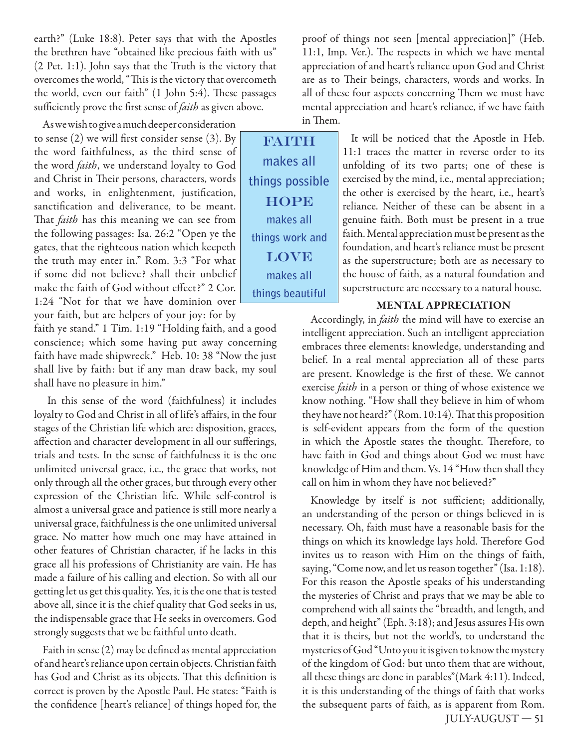earth?" (Luke 18:8). Peter says that with the Apostles the brethren have "obtained like precious faith with us" (2 Pet. 1:1). John says that the Truth is the victory that overcomes the world, "This is the victory that overcometh the world, even our faith" (1 John 5:4). These passages sufficiently prove the first sense of *faith* as given above.

As we wish to give a much deeper consideration to sense (2) we will first consider sense (3). By the word faithfulness, as the third sense of the word *faith*, we understand loyalty to God and Christ in Their persons, characters, words and works, in enlightenment, justification, sanctification and deliverance, to be meant. That *faith* has this meaning we can see from the following passages: Isa. 26:2 "Open ye the gates, that the righteous nation which keepeth the truth may enter in." Rom. 3:3 "For what if some did not believe? shall their unbelief make the faith of God without effect?" 2 Cor. 1:24 "Not for that we have dominion over your faith, but are helpers of your joy: for by faith ye stand." 1 Tim. 1:19 "Holding faith, and a good conscience; which some having put away concerning faith have made shipwreck." Heb. 10: 38 "Now the just shall live by faith: but if any man draw back, my soul shall have no pleasure in him."

> **FAITH** makes all things possible
> **HOPE** makes all things work and
> **LOVE** makes all things beautiful

In this sense of the word (faithfulness) it includes loyalty to God and Christ in all of life's affairs, in the four stages of the Christian life which are: disposition, graces, affection and character development in all our sufferings, trials and tests. In the sense of faithfulness it is the one unlimited universal grace, i.e., the grace that works, not only through all the other graces, but through every other expression of the Christian life. While self-control is almost a universal grace and patience is still more nearly a universal grace, faithfulness is the one unlimited universal grace. No matter how much one may have attained in other features of Christian character, if he lacks in this grace all his professions of Christianity are vain. He has made a failure of his calling and election. So with all our getting let us get this quality. Yes, it is the one that is tested above all, since it is the chief quality that God seeks in us, the indispensable grace that He seeks in overcomers. God strongly suggests that we be faithful unto death.

Faith in sense (2) may be defined as mental appreciation of and heart's reliance upon certain objects. Christian faith has God and Christ as its objects. That this definition is correct is proven by the Apostle Paul. He states: "Faith is the confidence [heart's reliance] of things hoped for, the proof of things not seen [mental appreciation]" (Heb. 11:1, Imp. Ver.). The respects in which we have mental appreciation of and heart's reliance upon God and Christ are as to Their beings, characters, words and works. In all of these four aspects concerning Them we must have mental appreciation and heart's reliance, if we have faith in Them.

It will be noticed that the Apostle in Heb. 11:1 traces the matter in reverse order to its unfolding of its two parts; one of these is exercised by the mind, i.e., mental appreciation; the other is exercised by the heart, i.e., heart's reliance. Neither of these can be absent in a genuine faith. Both must be present in a true faith. Mental appreciation must be present as the foundation, and heart's reliance must be present as the superstructure; both are as necessary to the house of faith, as a natural foundation and superstructure are necessary to a natural house.

## MENTAL APPRECIATION

Accordingly, in *faith* the mind will have to exercise an intelligent appreciation. Such an intelligent appreciation embraces three elements: knowledge, understanding and belief. In a real mental appreciation all of these parts are present. Knowledge is the first of these. We cannot exercise *faith* in a person or thing of whose existence we know nothing. "How shall they believe in him of whom they have not heard?" (Rom. 10:14). That this proposition is self-evident appears from the form of the question in which the Apostle states the thought. Therefore, to have faith in God and things about God we must have knowledge of Him and them. Vs. 14 "How then shall they call on him in whom they have not believed?"

Knowledge by itself is not sufficient; additionally, an understanding of the person or things believed in is necessary. Oh, faith must have a reasonable basis for the things on which its knowledge lays hold. Therefore God invites us to reason with Him on the things of faith, saying, "Come now, and let us reason together" (Isa. 1:18). For this reason the Apostle speaks of his understanding the mysteries of Christ and prays that we may be able to comprehend with all saints the "breadth, and length, and depth, and height" (Eph. 3:18); and Jesus assures His own that it is theirs, but not the world's, to understand the mysteries of God "Unto you it is given to know the mystery of the kingdom of God: but unto them that are without, all these things are done in parables"(Mark 4:11). Indeed, it is this understanding of the things of faith that works the subsequent parts of faith, as is apparent from Rom.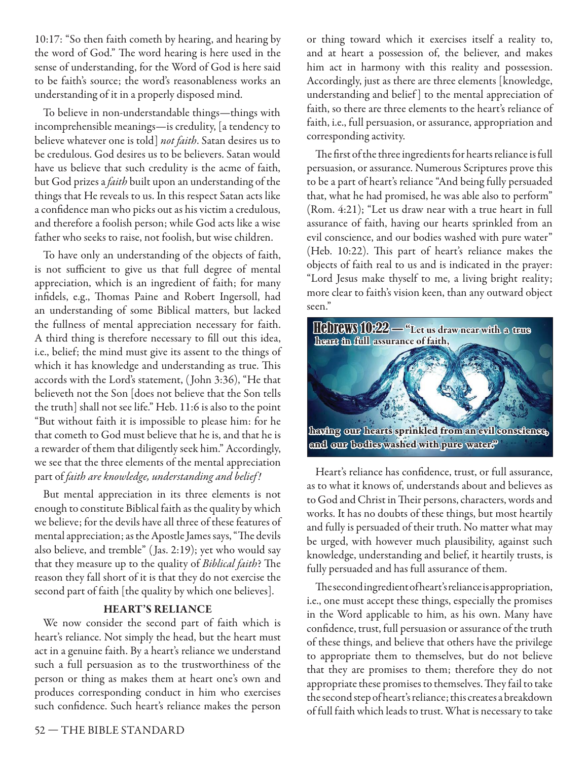10:17: "So then faith cometh by hearing, and hearing by the word of God." The word hearing is here used in the sense of understanding, for the Word of God is here said to be faith's source; the word's reasonableness works an understanding of it in a properly disposed mind.

To believe in non-understandable things—things with incomprehensible meanings—is credulity, [a tendency to believe whatever one is told] *not faith*. Satan desires us to be credulous. God desires us to be believers. Satan would have us believe that such credulity is the acme of faith, but God prizes a *faith* built upon an understanding of the things that He reveals to us. In this respect Satan acts like a confidence man who picks out as his victim a credulous, and therefore a foolish person; while God acts like a wise father who seeks to raise, not foolish, but wise children.

To have only an understanding of the objects of faith, is not sufficient to give us that full degree of mental appreciation, which is an ingredient of faith; for many infidels, e.g., Thomas Paine and Robert Ingersoll, had an understanding of some Biblical matters, but lacked the fullness of mental appreciation necessary for faith. A third thing is therefore necessary to fill out this idea, i.e., belief; the mind must give its assent to the things of which it has knowledge and understanding as true. This accords with the Lord's statement, (John 3:36), "He that believeth not the Son [does not believe that the Son tells the truth] shall not see life." Heb. 11:6 is also to the point "But without faith it is impossible to please him: for he that cometh to God must believe that he is, and that he is a rewarder of them that diligently seek him." Accordingly, we see that the three elements of the mental appreciation part of *faith are knowledge, understanding and belief!*

But mental appreciation in its three elements is not enough to constitute Biblical faith as the quality by which we believe; for the devils have all three of these features of mental appreciation; as the Apostle James says, "The devils also believe, and tremble" (Jas. 2:19); yet who would say that they measure up to the quality of *Biblical faith*? The reason they fall short of it is that they do not exercise the second part of faith [the quality by which one believes].

### HEART'S RELIANCE

We now consider the second part of faith which is heart's reliance. Not simply the head, but the heart must act in a genuine faith. By a heart's reliance we understand such a full persuasion as to the trustworthiness of the person or thing as makes them at heart one's own and produces corresponding conduct in him who exercises such confidence. Such heart's reliance makes the person or thing toward which it exercises itself a reality to, and at heart a possession of, the believer, and makes him act in harmony with this reality and possession. Accordingly, just as there are three elements [knowledge, understanding and belief] to the mental appreciation of faith, so there are three elements to the heart's reliance of faith, i.e., full persuasion, or assurance, appropriation and corresponding activity.

The first of the three ingredients for hearts reliance is full persuasion, or assurance. Numerous Scriptures prove this to be a part of heart's reliance "And being fully persuaded that, what he had promised, he was able also to perform" (Rom. 4:21); "Let us draw near with a true heart in full assurance of faith, having our hearts sprinkled from an evil conscience, and our bodies washed with pure water" (Heb. 10:22). This part of heart's reliance makes the objects of faith real to us and is indicated in the prayer: "Lord Jesus make thyself to me, a living bright reality; more clear to faith's vision keen, than any outward object seen."

Hebrews 10:22 — "Let us draw near with a true heart in full assurance of faith, having our hearts sprinkled from an evil conscience, and our bodies washed with pure water."

Heart's reliance has confidence, trust, or full assurance, as to what it knows of, understands about and believes as to God and Christ in Their persons, characters, words and works. It has no doubts of these things, but most heartily and fully is persuaded of their truth. No matter what may be urged, with however much plausibility, against such knowledge, understanding and belief, it heartily trusts, is fully persuaded and has full assurance of them.

The second ingredient of heart's reliance is appropriation, i.e., one must accept these things, especially the promises in the Word applicable to him, as his own. Many have confidence, trust, full persuasion or assurance of the truth of these things, and believe that others have the privilege to appropriate them to themselves, but do not believe that they are promises to them; therefore they do not appropriate these promises to themselves. They fail to take the second step of heart's reliance; this creates a breakdown of full faith which leads to trust. What is necessary to take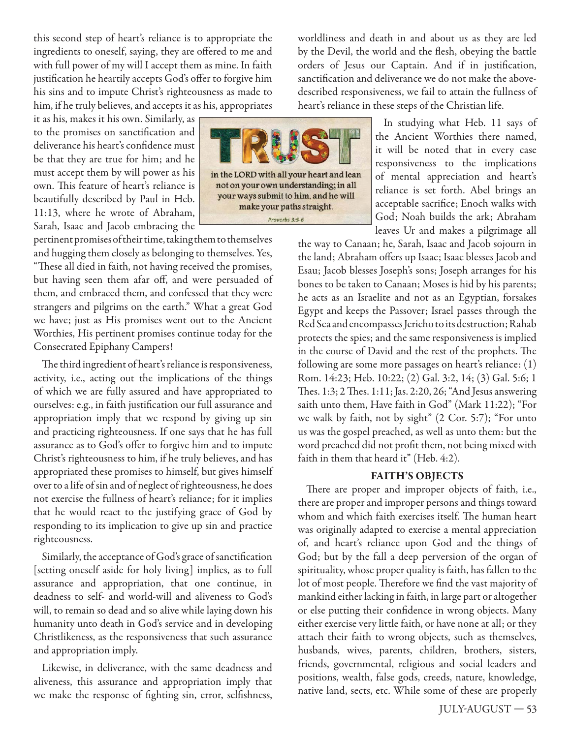this second step of heart's reliance is to appropriate the ingredients to oneself, saying, they are offered to me and with full power of my will I accept them as mine. In faith justification he heartily accepts God's offer to forgive him his sins and to impute Christ's righteousness as made to him, if he truly believes, and accepts it as his, appropriates it as his, makes it his own. Similarly, as to the promises on sanctification and deliverance his heart's confidence must be that they are true for him; and he must accept them by will power as his own. This feature of heart's reliance is beautifully described by Paul in Heb. 11:13, where he wrote of Abraham, Sarah, Isaac and Jacob embracing the pertinent promises of their time, taking them to themselves and hugging them closely as belonging to themselves. Yes, "These all died in faith, not having received the promises, but having seen them afar off, and were persuaded of them, and embraced them, and confessed that they were strangers and pilgrims on the earth." What a great God we have; just as His promises went out to the Ancient Worthies, His pertinent promises continue today for the Consecrated Epiphany Campers!

TRUST in the LORD with all your heart and lean not on your own understanding; in all your ways submit to him, and he will make your paths straight.

Proverbs 3:5-6

The third ingredient of heart's reliance is responsiveness, activity, i.e., acting out the implications of the things of which we are fully assured and have appropriated to ourselves: e.g., in faith justification our full assurance and appropriation imply that we respond by giving up sin and practicing righteousness. If one says that he has full assurance as to God's offer to forgive him and to impute Christ's righteousness to him, if he truly believes, and has appropriated these promises to himself, but gives himself over to a life of sin and of neglect of righteousness, he does not exercise the fullness of heart's reliance; for it implies that he would react to the justifying grace of God by responding to its implication to give up sin and practice righteousness.

Similarly, the acceptance of God's grace of sanctification [setting oneself aside for holy living] implies, as to full assurance and appropriation, that one continue, in deadness to self- and world-will and aliveness to God's will, to remain so dead and so alive while laying down his humanity unto death in God's service and in developing Christlikeness, as the responsiveness that such assurance and appropriation imply.

Likewise, in deliverance, with the same deadness and aliveness, this assurance and appropriation imply that we make the response of fighting sin, error, selfishness, worldliness and death in and about us as they are led by the Devil, the world and the flesh, obeying the battle orders of Jesus our Captain. And if in justification, sanctification and deliverance we do not make the above-described responsiveness, we fail to attain the fullness of heart's reliance in these steps of the Christian life.

In studying what Heb. 11 says of the Ancient Worthies there named, it will be noted that in every case responsiveness to the implications of mental appreciation and heart's reliance is set forth. Abel brings an acceptable sacrifice; Enoch walks with God; Noah builds the ark; Abraham leaves Ur and makes a pilgrimage all the way to Canaan; he, Sarah, Isaac and Jacob sojourn in the land; Abraham offers up Isaac; Isaac blesses Jacob and Esau; Jacob blesses Joseph's sons; Joseph arranges for his bones to be taken to Canaan; Moses is hid by his parents; he acts as an Israelite and not as an Egyptian, forsakes Egypt and keeps the Passover; Israel passes through the Red Sea and encompasses Jericho to its destruction; Rahab protects the spies; and the same responsiveness is implied in the course of David and the rest of the prophets. The following are some more passages on heart's reliance: (1) Rom. 14:23; Heb. 10:22; (2) Gal. 3:2, 14; (3) Gal. 5:6; 1 Thes. 1:3; 2 Thes. 1:11; Jas. 2:20, 26; "And Jesus answering saith unto them, Have faith in God" (Mark 11:22); "For we walk by faith, not by sight" (2 Cor. 5:7); "For unto us was the gospel preached, as well as unto them: but the word preached did not profit them, not being mixed with faith in them that heard it" (Heb. 4:2).

## FAITH'S OBJECTS

There are proper and improper objects of faith, i.e., there are proper and improper persons and things toward whom and which faith exercises itself. The human heart was originally adapted to exercise a mental appreciation of, and heart's reliance upon God and the things of God; but by the fall a deep perversion of the organ of spirituality, whose proper quality is faith, has fallen to the lot of most people. Therefore we find the vast majority of mankind either lacking in faith, in large part or altogether or else putting their confidence in wrong objects. Many either exercise very little faith, or have none at all; or they attach their faith to wrong objects, such as themselves, husbands, wives, parents, children, brothers, sisters, friends, governmental, religious and social leaders and positions, wealth, false gods, creeds, nature, knowledge, native land, sects, etc. While some of these are properly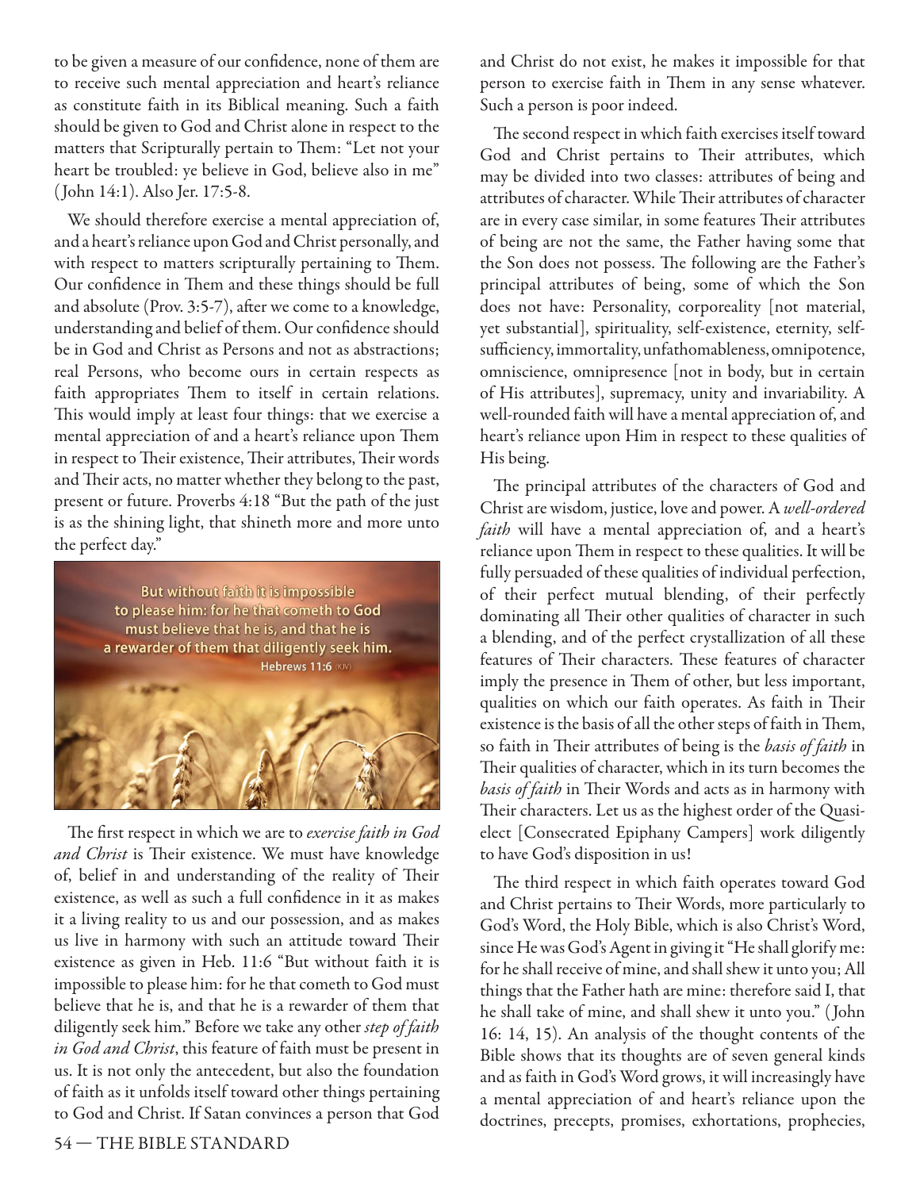to be given a measure of our confidence, none of them are to receive such mental appreciation and heart's reliance as constitute faith in its Biblical meaning. Such a faith should be given to God and Christ alone in respect to the matters that Scripturally pertain to Them: "Let not your heart be troubled: ye believe in God, believe also in me" (John 14:1). Also Jer. 17:5-8.

We should therefore exercise a mental appreciation of, and a heart's reliance upon God and Christ personally, and with respect to matters scripturally pertaining to Them. Our confidence in Them and these things should be full and absolute (Prov. 3:5-7), after we come to a knowledge, understanding and belief of them. Our confidence should be in God and Christ as Persons and not as abstractions; real Persons, who become ours in certain respects as faith appropriates Them to itself in certain relations. This would imply at least four things: that we exercise a mental appreciation of and a heart's reliance upon Them in respect to Their existence, Their attributes, Their words and Their acts, no matter whether they belong to the past, present or future. Proverbs 4:18 "But the path of the just is as the shining light, that shineth more and more unto the perfect day."

But without faith it is impossible to please him: for he that cometh to God must believe that he is, and that he is a rewarder of them that diligently seek him. Hebrews 11:6 (KJV)

The first respect in which we are to *exercise faith in God and Christ* is Their existence. We must have knowledge of, belief in and understanding of the reality of Their existence, as well as such a full confidence in it as makes it a living reality to us and our possession, and as makes us live in harmony with such an attitude toward Their existence as given in Heb. 11:6 "But without faith it is impossible to please him: for he that cometh to God must believe that he is, and that he is a rewarder of them that diligently seek him." Before we take any other *step of faith in God and Christ*, this feature of faith must be present in us. It is not only the antecedent, but also the foundation of faith as it unfolds itself toward other things pertaining to God and Christ. If Satan convinces a person that God and Christ do not exist, he makes it impossible for that person to exercise faith in Them in any sense whatever. Such a person is poor indeed.

The second respect in which faith exercises itself toward God and Christ pertains to Their attributes, which may be divided into two classes: attributes of being and attributes of character. While Their attributes of character are in every case similar, in some features Their attributes of being are not the same, the Father having some that the Son does not possess. The following are the Father's principal attributes of being, some of which the Son does not have: Personality, corporeality [not material, yet substantial], spirituality, self-existence, eternity, self-sufficiency, immortality, unfathomableness, omnipotence, omniscience, omnipresence [not in body, but in certain of His attributes], supremacy, unity and invariability. A well-rounded faith will have a mental appreciation of, and heart's reliance upon Him in respect to these qualities of His being.

The principal attributes of the characters of God and Christ are wisdom, justice, love and power. A *well-ordered faith* will have a mental appreciation of, and a heart's reliance upon Them in respect to these qualities. It will be fully persuaded of these qualities of individual perfection, of their perfect mutual blending, of their perfectly dominating all Their other qualities of character in such a blending, and of the perfect crystallization of all these features of Their characters. These features of character imply the presence in Them of other, but less important, qualities on which our faith operates. As faith in Their existence is the basis of all the other steps of faith in Them, so faith in Their attributes of being is the *basis of faith* in Their qualities of character, which in its turn becomes the *basis of faith* in Their Words and acts as in harmony with Their characters. Let us as the highest order of the Quasi-elect [Consecrated Epiphany Campers] work diligently to have God's disposition in us!

The third respect in which faith operates toward God and Christ pertains to Their Words, more particularly to God's Word, the Holy Bible, which is also Christ's Word, since He was God's Agent in giving it "He shall glorify me: for he shall receive of mine, and shall shew it unto you; All things that the Father hath are mine: therefore said I, that he shall take of mine, and shall shew it unto you." (John 16: 14, 15). An analysis of the thought contents of the Bible shows that its thoughts are of seven general kinds and as faith in God's Word grows, it will increasingly have a mental appreciation of and heart's reliance upon the doctrines, precepts, promises, exhortations, prophecies,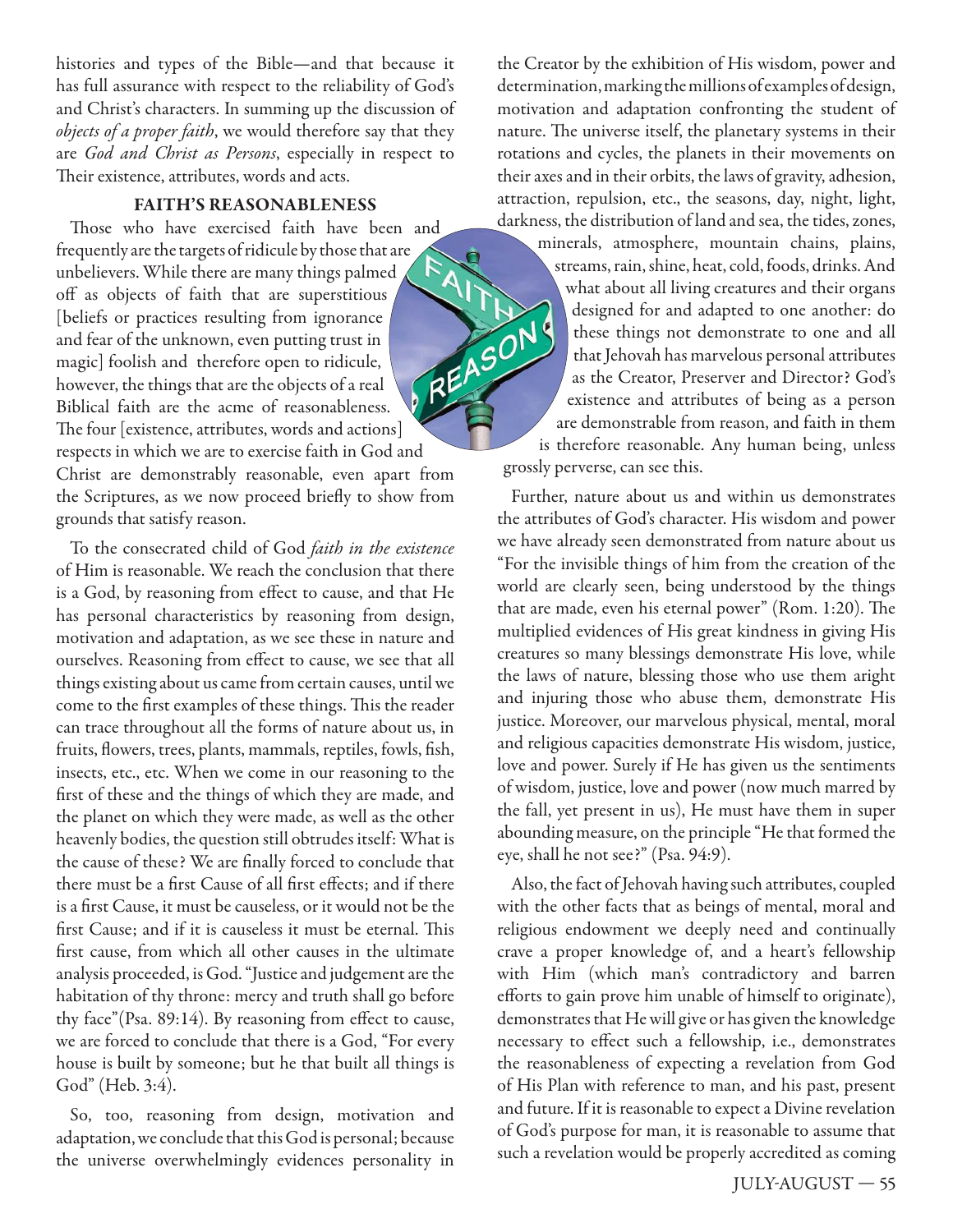histories and types of the Bible—and that because it has full assurance with respect to the reliability of God's and Christ's characters. In summing up the discussion of *objects of a proper faith*, we would therefore say that they are *God and Christ as Persons*, especially in respect to Their existence, attributes, words and acts.

### FAITH'S REASONABLENESS

Those who have exercised faith have been and frequently are the targets of ridicule by those that are unbelievers. While there are many things palmed off as objects of faith that are superstitious [beliefs or practices resulting from ignorance and fear of the unknown, even putting trust in magic] foolish and therefore open to ridicule, however, the things that are the objects of a real Biblical faith are the acme of reasonableness. The four [existence, attributes, words and actions] respects in which we are to exercise faith in God and Christ are demonstrably reasonable, even apart from the Scriptures, as we now proceed briefly to show from grounds that satisfy reason.

To the consecrated child of God *faith in the existence* of Him is reasonable. We reach the conclusion that there is a God, by reasoning from effect to cause, and that He has personal characteristics by reasoning from design, motivation and adaptation, as we see these in nature and ourselves. Reasoning from effect to cause, we see that all things existing about us came from certain causes, until we come to the first examples of these things. This the reader can trace throughout all the forms of nature about us, in fruits, flowers, trees, plants, mammals, reptiles, fowls, fish, insects, etc., etc. When we come in our reasoning to the first of these and the things of which they are made, and the planet on which they were made, as well as the other heavenly bodies, the question still obtrudes itself: What is the cause of these? We are finally forced to conclude that there must be a first Cause of all first effects; and if there is a first Cause, it must be causeless, or it would not be the first Cause; and if it is causeless it must be eternal. This first cause, from which all other causes in the ultimate analysis proceeded, is God. "Justice and judgement are the habitation of thy throne: mercy and truth shall go before thy face"(Psa. 89:14). By reasoning from effect to cause, we are forced to conclude that there is a God, "For every house is built by someone; but he that built all things is God" (Heb. 3:4).

So, too, reasoning from design, motivation and adaptation, we conclude that this God is personal; because the universe overwhelmingly evidences personality in the Creator by the exhibition of His wisdom, power and determination, marking the millions of examples of design, motivation and adaptation confronting the student of nature. The universe itself, the planetary systems in their rotations and cycles, the planets in their movements on their axes and in their orbits, the laws of gravity, adhesion, attraction, repulsion, etc., the seasons, day, night, light, darkness, the distribution of land and sea, the tides, zones, minerals, atmosphere, mountain chains, plains, streams, rain, shine, heat, cold, foods, drinks. And what about all living creatures and their organs designed for and adapted to one another: do these things not demonstrate to one and all that Jehovah has marvelous personal attributes as the Creator, Preserver and Director? God's existence and attributes of being as a person are demonstrable from reason, and faith in them is therefore reasonable. Any human being, unless grossly perverse, can see this.

Further, nature about us and within us demonstrates the attributes of God's character. His wisdom and power we have already seen demonstrated from nature about us "For the invisible things of him from the creation of the world are clearly seen, being understood by the things that are made, even his eternal power" (Rom. 1:20). The multiplied evidences of His great kindness in giving His creatures so many blessings demonstrate His love, while the laws of nature, blessing those who use them aright and injuring those who abuse them, demonstrate His justice. Moreover, our marvelous physical, mental, moral and religious capacities demonstrate His wisdom, justice, love and power. Surely if He has given us the sentiments of wisdom, justice, love and power (now much marred by the fall, yet present in us), He must have them in super abounding measure, on the principle "He that formed the eye, shall he not see?" (Psa. 94:9).

Also, the fact of Jehovah having such attributes, coupled with the other facts that as beings of mental, moral and religious endowment we deeply need and continually crave a proper knowledge of, and a heart's fellowship with Him (which man's contradictory and barren efforts to gain prove him unable of himself to originate), demonstrates that He will give or has given the knowledge necessary to effect such a fellowship, i.e., demonstrates the reasonableness of expecting a revelation from God of His Plan with reference to man, and his past, present and future. If it is reasonable to expect a Divine revelation of God's purpose for man, it is reasonable to assume that such a revelation would be properly accredited as coming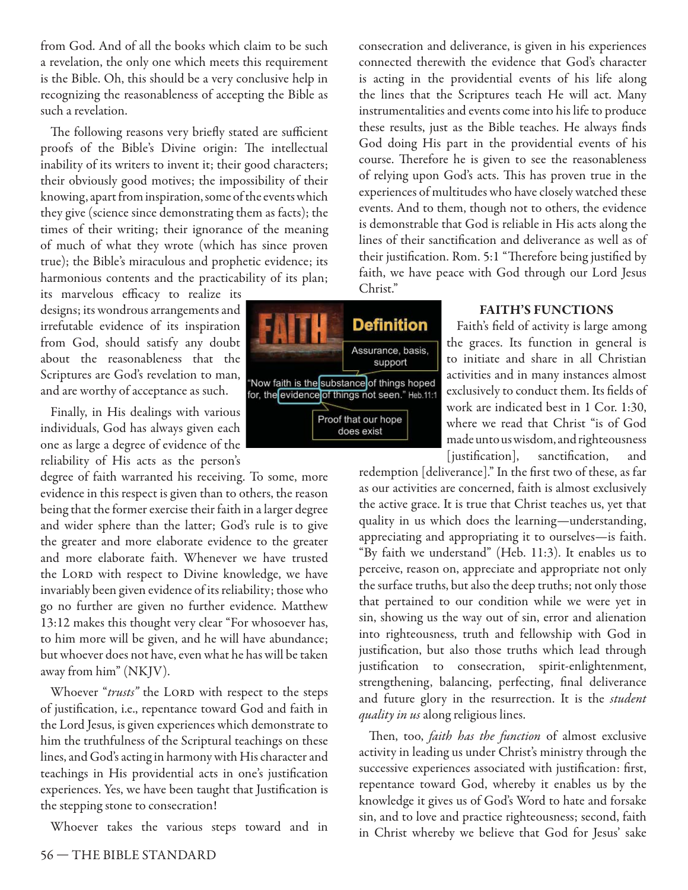from God. And of all the books which claim to be such a revelation, the only one which meets this requirement is the Bible. Oh, this should be a very conclusive help in recognizing the reasonableness of accepting the Bible as such a revelation.

The following reasons very briefly stated are sufficient proofs of the Bible's Divine origin: The intellectual inability of its writers to invent it; their good characters; their obviously good motives; the impossibility of their knowing, apart from inspiration, some of the events which they give (science since demonstrating them as facts); the times of their writing; their ignorance of the meaning of much of what they wrote (which has since proven true); the Bible's miraculous and prophetic evidence; its harmonious contents and the practicability of its plan; its marvelous efficacy to realize its designs; its wondrous arrangements and irrefutable evidence of its inspiration from God, should satisfy any doubt about the reasonableness that the Scriptures are God's revelation to man, and are worthy of acceptance as such.

Finally, in His dealings with various individuals, God has always given each one as large a degree of evidence of the reliability of His acts as the person's degree of faith warranted his receiving. To some, more evidence in this respect is given than to others, the reason being that the former exercise their faith in a larger degree and wider sphere than the latter; God's rule is to give the greater and more elaborate evidence to the greater and more elaborate faith. Whenever we have trusted the Lord with respect to Divine knowledge, we have invariably been given evidence of its reliability; those who go no further are given no further evidence. Matthew 13:12 makes this thought very clear "For whosoever has, to him more will be given, and he will have abundance; but whoever does not have, even what he has will be taken away from him" (NKJV).

Whoever "*trusts"* the Lord with respect to the steps of justification, i.e., repentance toward God and faith in the Lord Jesus, is given experiences which demonstrate to him the truthfulness of the Scriptural teachings on these lines, and God's acting in harmony with His character and teachings in His providential acts in one's justification experiences. Yes, we have been taught that Justification is the stepping stone to consecration!

Whoever takes the various steps toward and in consecration and deliverance, is given in his experiences connected therewith the evidence that God's character is acting in the providential events of his life along the lines that the Scriptures teach He will act. Many instrumentalities and events come into his life to produce these results, just as the Bible teaches. He always finds God doing His part in the providential events of his course. Therefore he is given to see the reasonableness of relying upon God's acts. This has proven true in the experiences of multitudes who have closely watched these events. And to them, though not to others, the evidence is demonstrable that God is reliable in His acts along the lines of their sanctification and deliverance as well as of their justification. Rom. 5:1 "Therefore being justified by faith, we have peace with God through our Lord Jesus Christ."

FAITH — Definition

Assurance, basis, support

"Now faith is the substance of things hoped for, the evidence of things not seen." Heb.11:1

Proof that our hope does exist

## FAITH'S FUNCTIONS

Faith's field of activity is large among the graces. Its function in general is to initiate and share in all Christian activities and in many instances almost exclusively to conduct them. Its fields of work are indicated best in 1 Cor. 1:30, where we read that Christ "is of God made unto us wisdom, and righteousness [justification], sanctification, and redemption [deliverance]." In the first two of these, as far as our activities are concerned, faith is almost exclusively the active grace. It is true that Christ teaches us, yet that quality in us which does the learning—understanding, appreciating and appropriating it to ourselves—is faith. "By faith we understand" (Heb. 11:3). It enables us to perceive, reason on, appreciate and appropriate not only the surface truths, but also the deep truths; not only those that pertained to our condition while we were yet in sin, showing us the way out of sin, error and alienation into righteousness, truth and fellowship with God in justification, but also those truths which lead through justification to consecration, spirit-enlightenment, strengthening, balancing, perfecting, final deliverance and future glory in the resurrection. It is the *student quality in us* along religious lines.

Then, too, *faith has the function* of almost exclusive activity in leading us under Christ's ministry through the successive experiences associated with justification: first, repentance toward God, whereby it enables us by the knowledge it gives us of God's Word to hate and forsake sin, and to love and practice righteousness; second, faith in Christ whereby we believe that God for Jesus' sake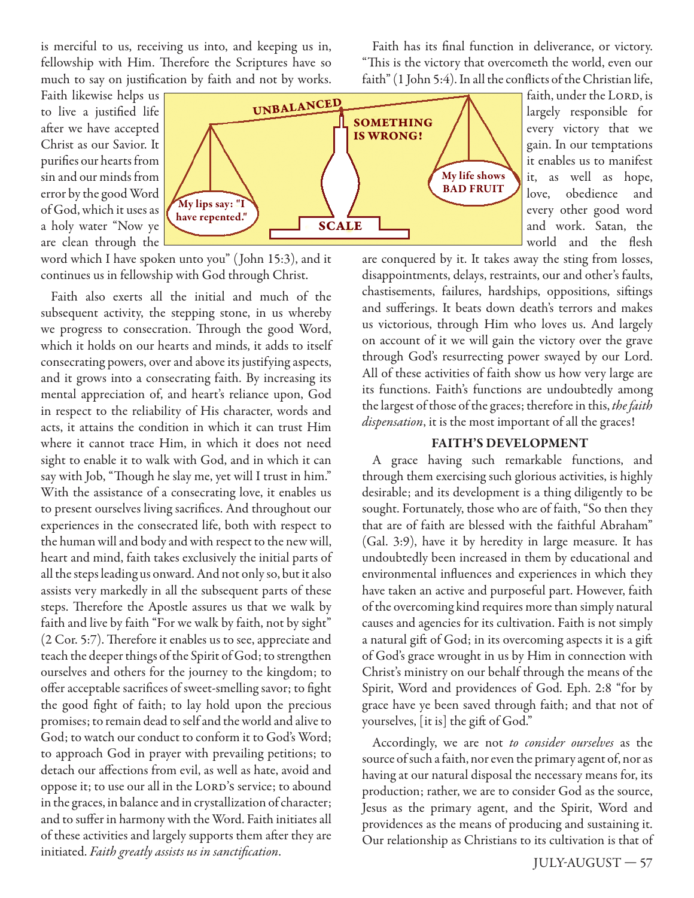is merciful to us, receiving us into, and keeping us in, fellowship with Him. Therefore the Scriptures have so much to say on justification by faith and not by works. Faith likewise helps us to live a justified life after we have accepted Christ as our Savior. It purifies our hearts from sin and our minds from error by the good Word of God, which it uses as a holy water "Now ye are clean through the word which I have spoken unto you" (John 15:3), and it continues us in fellowship with God through Christ.

UNBALANCED

SOMETHING IS WRONG!

My lips say: "I have repented."

My life shows BAD FRUIT

SCALE

Faith also exerts all the initial and much of the subsequent activity, the stepping stone, in us whereby we progress to consecration. Through the good Word, which it holds on our hearts and minds, it adds to itself consecrating powers, over and above its justifying aspects, and it grows into a consecrating faith. By increasing its mental appreciation of, and heart's reliance upon, God in respect to the reliability of His character, words and acts, it attains the condition in which it can trust Him where it cannot trace Him, in which it does not need sight to enable it to walk with God, and in which it can say with Job, "Though he slay me, yet will I trust in him." With the assistance of a consecrating love, it enables us to present ourselves living sacrifices. And throughout our experiences in the consecrated life, both with respect to the human will and body and with respect to the new will, heart and mind, faith takes exclusively the initial parts of all the steps leading us onward. And not only so, but it also assists very markedly in all the subsequent parts of these steps. Therefore the Apostle assures us that we walk by faith and live by faith "For we walk by faith, not by sight" (2 Cor. 5:7). Therefore it enables us to see, appreciate and teach the deeper things of the Spirit of God; to strengthen ourselves and others for the journey to the kingdom; to offer acceptable sacrifices of sweet-smelling savor; to fight the good fight of faith; to lay hold upon the precious promises; to remain dead to self and the world and alive to God; to watch our conduct to conform it to God's Word; to approach God in prayer with prevailing petitions; to detach our affections from evil, as well as hate, avoid and oppose it; to use our all in the LORD'S service; to abound in the graces, in balance and in crystallization of character; and to suffer in harmony with the Word. Faith initiates all of these activities and largely supports them after they are initiated. *Faith greatly assists us in sanctification*.

Faith has its final function in deliverance, or victory. "This is the victory that overcometh the world, even our faith" (1 John 5:4). In all the conflicts of the Christian life, faith, under the LORD, is largely responsible for every victory that we gain. In our temptations it enables us to manifest it, as well as hope, love, obedience and every other good word and work. Satan, the world and the flesh are conquered by it. It takes away the sting from losses, disappointments, delays, restraints, our and other's faults, chastisements, failures, hardships, oppositions, siftings and sufferings. It beats down death's terrors and makes us victorious, through Him who loves us. And largely on account of it we will gain the victory over the grave through God's resurrecting power swayed by our Lord. All of these activities of faith show us how very large are its functions. Faith's functions are undoubtedly among the largest of those of the graces; therefore in this, *the faith dispensation*, it is the most important of all the graces!

## FAITH'S DEVELOPMENT

A grace having such remarkable functions, and through them exercising such glorious activities, is highly desirable; and its development is a thing diligently to be sought. Fortunately, those who are of faith, "So then they that are of faith are blessed with the faithful Abraham" (Gal. 3:9), have it by heredity in large measure. It has undoubtedly been increased in them by educational and environmental influences and experiences in which they have taken an active and purposeful part. However, faith of the overcoming kind requires more than simply natural causes and agencies for its cultivation. Faith is not simply a natural gift of God; in its overcoming aspects it is a gift of God's grace wrought in us by Him in connection with Christ's ministry on our behalf through the means of the Spirit, Word and providences of God. Eph. 2:8 "for by grace have ye been saved through faith; and that not of yourselves, [it is] the gift of God."

Accordingly, we are not *to consider ourselves* as the source of such a faith, nor even the primary agent of, nor as having at our natural disposal the necessary means for, its production; rather, we are to consider God as the source, Jesus as the primary agent, and the Spirit, Word and providences as the means of producing and sustaining it. Our relationship as Christians to its cultivation is that of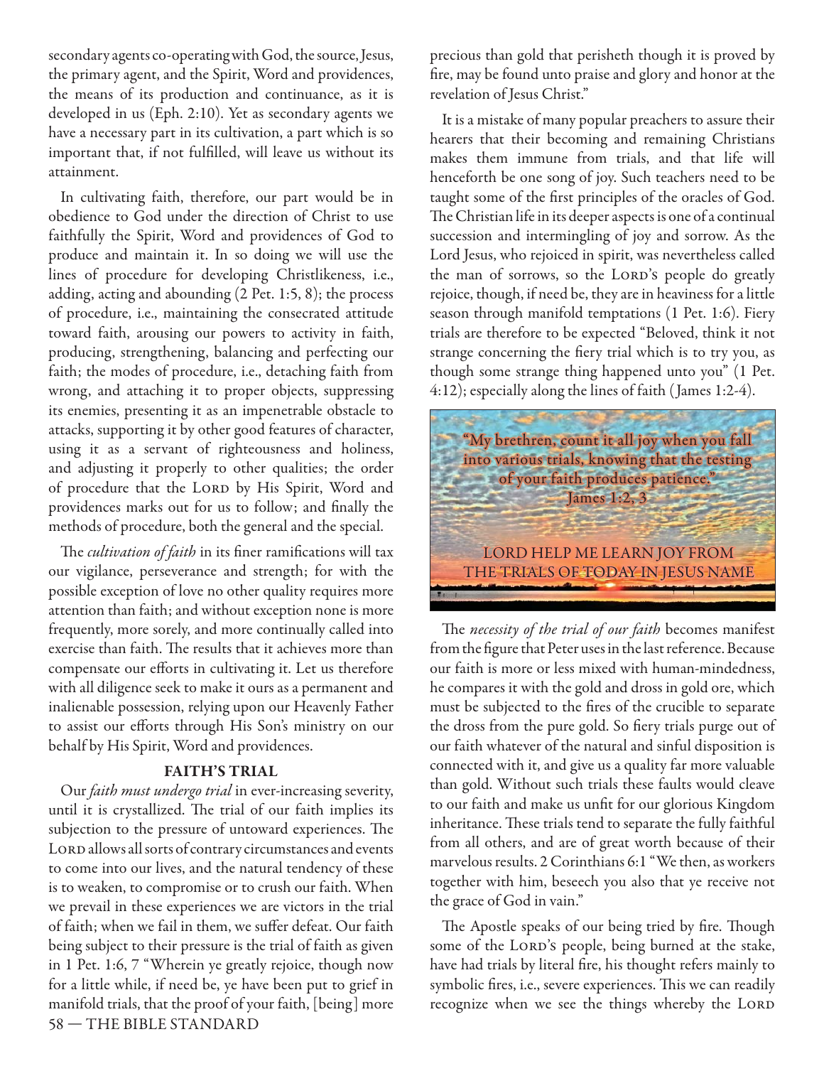secondary agents co-operating with God, the source, Jesus, the primary agent, and the Spirit, Word and providences, the means of its production and continuance, as it is developed in us (Eph. 2:10). Yet as secondary agents we have a necessary part in its cultivation, a part which is so important that, if not fulfilled, will leave us without its attainment.

In cultivating faith, therefore, our part would be in obedience to God under the direction of Christ to use faithfully the Spirit, Word and providences of God to produce and maintain it. In so doing we will use the lines of procedure for developing Christlikeness, i.e., adding, acting and abounding (2 Pet. 1:5, 8); the process of procedure, i.e., maintaining the consecrated attitude toward faith, arousing our powers to activity in faith, producing, strengthening, balancing and perfecting our faith; the modes of procedure, i.e., detaching faith from wrong, and attaching it to proper objects, suppressing its enemies, presenting it as an impenetrable obstacle to attacks, supporting it by other good features of character, using it as a servant of righteousness and holiness, and adjusting it properly to other qualities; the order of procedure that the LORD by His Spirit, Word and providences marks out for us to follow; and finally the methods of procedure, both the general and the special.

The *cultivation of faith* in its finer ramifications will tax our vigilance, perseverance and strength; for with the possible exception of love no other quality requires more attention than faith; and without exception none is more frequently, more sorely, and more continually called into exercise than faith. The results that it achieves more than compensate our efforts in cultivating it. Let us therefore with all diligence seek to make it ours as a permanent and inalienable possession, relying upon our Heavenly Father to assist our efforts through His Son's ministry on our behalf by His Spirit, Word and providences.

### FAITH'S TRIAL

Our *faith must undergo trial* in ever-increasing severity, until it is crystallized. The trial of our faith implies its subjection to the pressure of untoward experiences. The LORD allows all sorts of contrary circumstances and events to come into our lives, and the natural tendency of these is to weaken, to compromise or to crush our faith. When we prevail in these experiences we are victors in the trial of faith; when we fail in them, we suffer defeat. Our faith being subject to their pressure is the trial of faith as given in 1 Pet. 1:6, 7 "Wherein ye greatly rejoice, though now for a little while, if need be, ye have been put to grief in manifold trials, that the proof of your faith, [being] more precious than gold that perisheth though it is proved by fire, may be found unto praise and glory and honor at the revelation of Jesus Christ."

It is a mistake of many popular preachers to assure their hearers that their becoming and remaining Christians makes them immune from trials, and that life will henceforth be one song of joy. Such teachers need to be taught some of the first principles of the oracles of God. The Christian life in its deeper aspects is one of a continual succession and intermingling of joy and sorrow. As the Lord Jesus, who rejoiced in spirit, was nevertheless called the man of sorrows, so the LORD's people do greatly rejoice, though, if need be, they are in heaviness for a little season through manifold temptations (1 Pet. 1:6). Fiery trials are therefore to be expected "Beloved, think it not strange concerning the fiery trial which is to try you, as though some strange thing happened unto you" (1 Pet. 4:12); especially along the lines of faith (James 1:2-4).

"My brethren, count it all joy when you fall into various trials, knowing that the testing of your faith produces patience." James 1:2, 3

LORD HELP ME LEARN JOY FROM THE TRIALS OF TODAY IN JESUS NAME

The *necessity of the trial of our faith* becomes manifest from the figure that Peter uses in the last reference. Because our faith is more or less mixed with human-mindedness, he compares it with the gold and dross in gold ore, which must be subjected to the fires of the crucible to separate the dross from the pure gold. So fiery trials purge out of our faith whatever of the natural and sinful disposition is connected with it, and give us a quality far more valuable than gold. Without such trials these faults would cleave to our faith and make us unfit for our glorious Kingdom inheritance. These trials tend to separate the fully faithful from all others, and are of great worth because of their marvelous results. 2 Corinthians 6:1 "We then, as workers together with him, beseech you also that ye receive not the grace of God in vain."

The Apostle speaks of our being tried by fire. Though some of the LORD's people, being burned at the stake, have had trials by literal fire, his thought refers mainly to symbolic fires, i.e., severe experiences. This we can readily recognize when we see the things whereby the LORD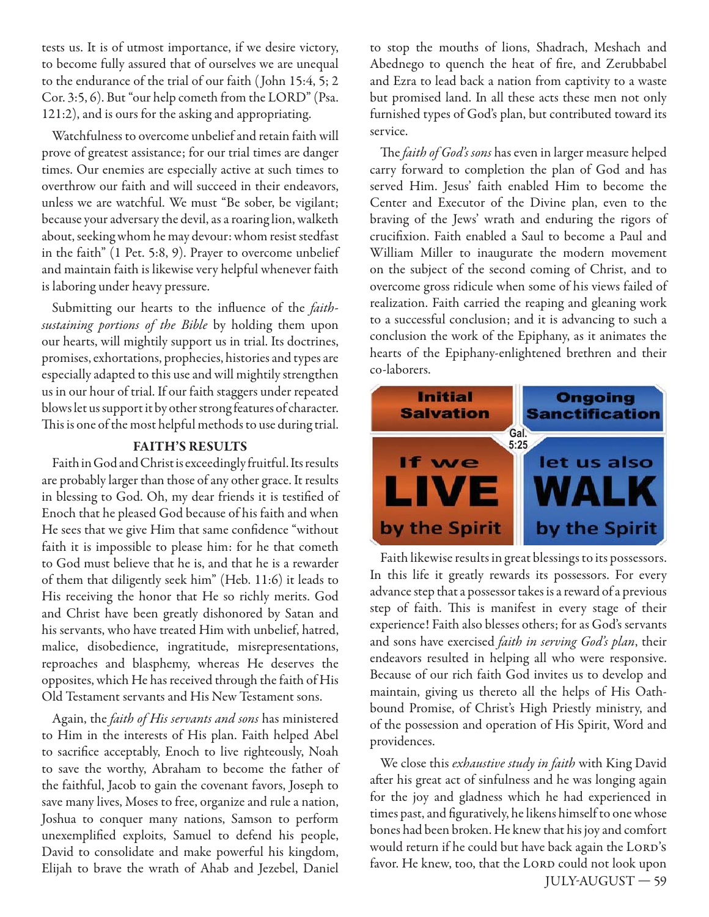tests us. It is of utmost importance, if we desire victory, to become fully assured that of ourselves we are unequal to the endurance of the trial of our faith (John 15:4, 5; 2 Cor. 3:5, 6). But "our help cometh from the LORD" (Psa. 121:2), and is ours for the asking and appropriating.

Watchfulness to overcome unbelief and retain faith will prove of greatest assistance; for our trial times are danger times. Our enemies are especially active at such times to overthrow our faith and will succeed in their endeavors, unless we are watchful. We must "Be sober, be vigilant; because your adversary the devil, as a roaring lion, walketh about, seeking whom he may devour: whom resist stedfast in the faith" (1 Pet. 5:8, 9). Prayer to overcome unbelief and maintain faith is likewise very helpful whenever faith is laboring under heavy pressure.

Submitting our hearts to the influence of the *faith-sustaining portions of the Bible* by holding them upon our hearts, will mightily support us in trial. Its doctrines, promises, exhortations, prophecies, histories and types are especially adapted to this use and will mightily strengthen us in our hour of trial. If our faith staggers under repeated blows let us support it by other strong features of character. This is one of the most helpful methods to use during trial.

## FAITH'S RESULTS

Faith in God and Christ is exceedingly fruitful. Its results are probably larger than those of any other grace. It results in blessing to God. Oh, my dear friends it is testified of Enoch that he pleased God because of his faith and when He sees that we give Him that same confidence "without faith it is impossible to please him: for he that cometh to God must believe that he is, and that he is a rewarder of them that diligently seek him" (Heb. 11:6) it leads to His receiving the honor that He so richly merits. God and Christ have been greatly dishonored by Satan and his servants, who have treated Him with unbelief, hatred, malice, disobedience, ingratitude, misrepresentations, reproaches and blasphemy, whereas He deserves the opposites, which He has received through the faith of His Old Testament servants and His New Testament sons.

Again, the *faith of His servants and sons* has ministered to Him in the interests of His plan. Faith helped Abel to sacrifice acceptably, Enoch to live righteously, Noah to save the worthy, Abraham to become the father of the faithful, Jacob to gain the covenant favors, Joseph to save many lives, Moses to free, organize and rule a nation, Joshua to conquer many nations, Samson to perform unexemplified exploits, Samuel to defend his people, David to consolidate and make powerful his kingdom, Elijah to brave the wrath of Ahab and Jezebel, Daniel to stop the mouths of lions, Shadrach, Meshach and Abednego to quench the heat of fire, and Zerubbabel and Ezra to lead back a nation from captivity to a waste but promised land. In all these acts these men not only furnished types of God's plan, but contributed toward its service.

The *faith of God's sons* has even in larger measure helped carry forward to completion the plan of God and has served Him. Jesus' faith enabled Him to become the Center and Executor of the Divine plan, even to the braving of the Jews' wrath and enduring the rigors of crucifixion. Faith enabled a Saul to become a Paul and William Miller to inaugurate the modern movement on the subject of the second coming of Christ, and to overcome gross ridicule when some of his views failed of realization. Faith carried the reaping and gleaning work to a successful conclusion; and it is advancing to such a conclusion the work of the Epiphany, as it animates the hearts of the Epiphany-enlightened brethren and their co-laborers.

Initial Salvation — Ongoing Sanctification — Gal. 5:25 — If we LIVE by the Spirit let us also WALK by the Spirit

Faith likewise results in great blessings to its possessors. In this life it greatly rewards its possessors. For every advance step that a possessor takes is a reward of a previous step of faith. This is manifest in every stage of their experience! Faith also blesses others; for as God's servants and sons have exercised *faith in serving God's plan*, their endeavors resulted in helping all who were responsive. Because of our rich faith God invites us to develop and maintain, giving us thereto all the helps of His Oath-bound Promise, of Christ's High Priestly ministry, and of the possession and operation of His Spirit, Word and providences.

We close this *exhaustive study in faith* with King David after his great act of sinfulness and he was longing again for the joy and gladness which he had experienced in times past, and figuratively, he likens himself to one whose bones had been broken. He knew that his joy and comfort would return if he could but have back again the LORD'S favor. He knew, too, that the LORD could not look upon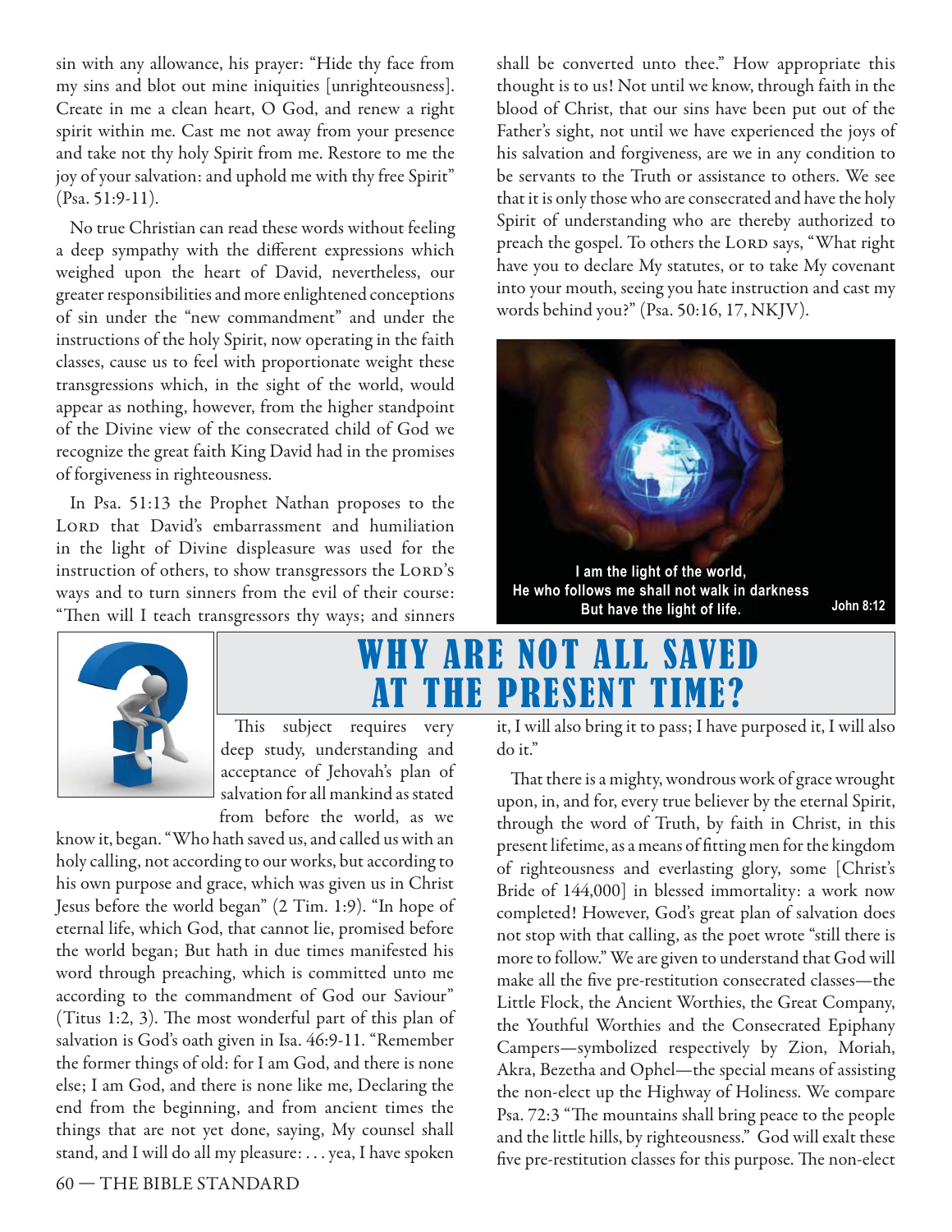sin with any allowance, his prayer: "Hide thy face from my sins and blot out mine iniquities [unrighteousness]. Create in me a clean heart, O God, and renew a right spirit within me. Cast me not away from your presence and take not thy holy Spirit from me. Restore to me the joy of your salvation: and uphold me with thy free Spirit" (Psa. 51:9-11).

No true Christian can read these words without feeling a deep sympathy with the different expressions which weighed upon the heart of David, nevertheless, our greater responsibilities and more enlightened conceptions of sin under the "new commandment" and under the instructions of the holy Spirit, now operating in the faith classes, cause us to feel with proportionate weight these transgressions which, in the sight of the world, would appear as nothing, however, from the higher standpoint of the Divine view of the consecrated child of God we recognize the great faith King David had in the promises of forgiveness in righteousness.

In Psa. 51:13 the Prophet Nathan proposes to the LORD that David's embarrassment and humiliation in the light of Divine displeasure was used for the instruction of others, to show transgressors the LORD's ways and to turn sinners from the evil of their course: "Then will I teach transgressors thy ways; and sinners shall be converted unto thee." How appropriate this thought is to us! Not until we know, through faith in the blood of Christ, that our sins have been put out of the Father's sight, not until we have experienced the joys of his salvation and forgiveness, are we in any condition to be servants to the Truth or assistance to others. We see that it is only those who are consecrated and have the holy Spirit of understanding who are thereby authorized to preach the gospel. To others the LORD says, "What right have you to declare My statutes, or to take My covenant into your mouth, seeing you hate instruction and cast my words behind you?" (Psa. 50:16, 17, NKJV).

I am the light of the world,
He who follows me shall not walk in darkness
But have the light of life. John 8:12

# WHY ARE NOT ALL SAVED AT THE PRESENT TIME?

This subject requires very deep study, understanding and acceptance of Jehovah's plan of salvation for all mankind as stated from before the world, as we know it, began. "Who hath saved us, and called us with an holy calling, not according to our works, but according to his own purpose and grace, which was given us in Christ Jesus before the world began" (2 Tim. 1:9). "In hope of eternal life, which God, that cannot lie, promised before the world began; But hath in due times manifested his word through preaching, which is committed unto me according to the commandment of God our Saviour" (Titus 1:2, 3). The most wonderful part of this plan of salvation is God's oath given in Isa. 46:9-11. "Remember the former things of old: for I am God, and there is none else; I am God, and there is none like me, Declaring the end from the beginning, and from ancient times the things that are not yet done, saying, My counsel shall stand, and I will do all my pleasure: . . . yea, I have spoken it, I will also bring it to pass; I have purposed it, I will also do it."

That there is a mighty, wondrous work of grace wrought upon, in, and for, every true believer by the eternal Spirit, through the word of Truth, by faith in Christ, in this present lifetime, as a means of fitting men for the kingdom of righteousness and everlasting glory, some [Christ's Bride of 144,000] in blessed immortality: a work now completed! However, God's great plan of salvation does not stop with that calling, as the poet wrote "still there is more to follow." We are given to understand that God will make all the five pre-restitution consecrated classes—the Little Flock, the Ancient Worthies, the Great Company, the Youthful Worthies and the Consecrated Epiphany Campers—symbolized respectively by Zion, Moriah, Akra, Bezetha and Ophel—the special means of assisting the non-elect up the Highway of Holiness. We compare Psa. 72:3 "The mountains shall bring peace to the people and the little hills, by righteousness." God will exalt these five pre-restitution classes for this purpose. The non-elect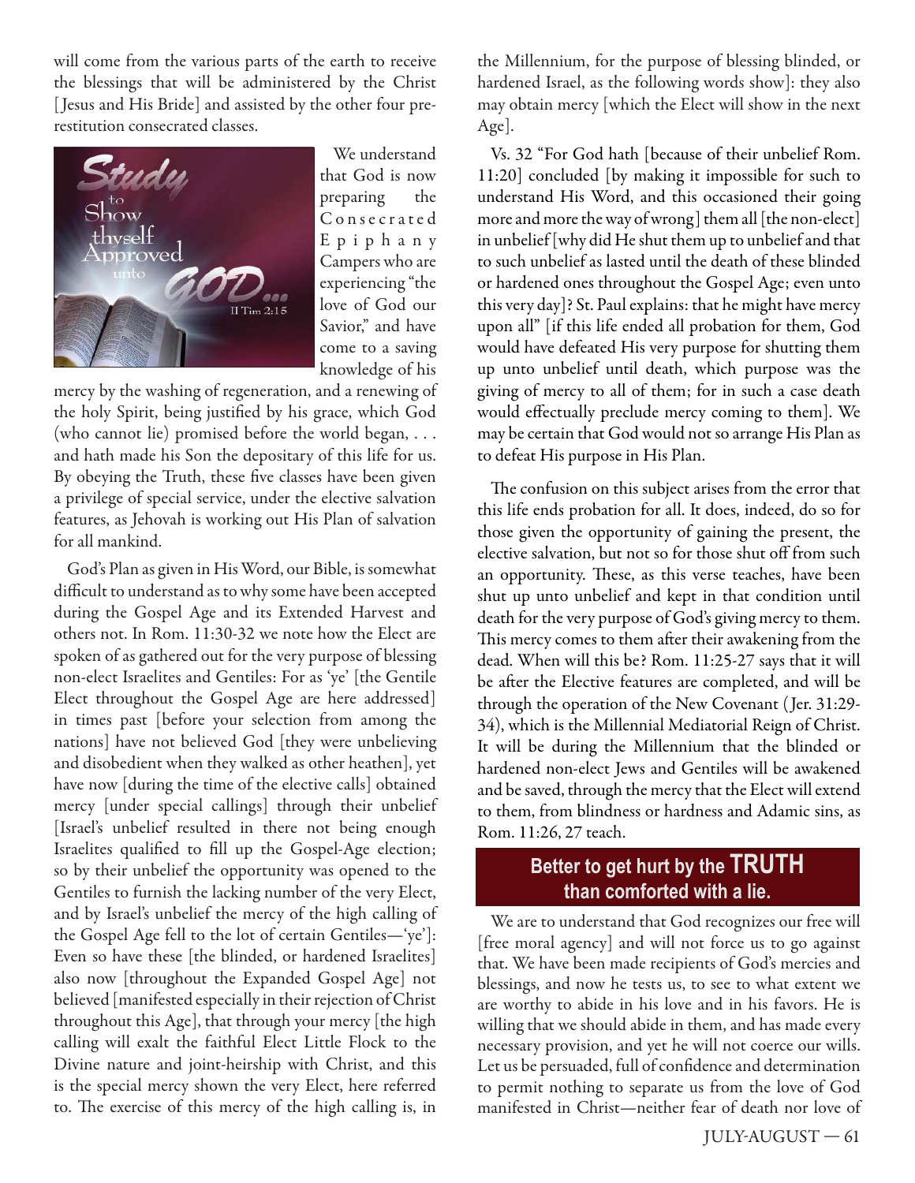will come from the various parts of the earth to receive the blessings that will be administered by the Christ [Jesus and His Bride] and assisted by the other four pre-restitution consecrated classes.

Study to Show thyself Approved unto GOD... II Tim 2:15

We understand that God is now preparing the Consecrated Epiphany Campers who are experiencing "the love of God our Savior," and have come to a saving knowledge of his mercy by the washing of regeneration, and a renewing of the holy Spirit, being justified by his grace, which God (who cannot lie) promised before the world began, . . . and hath made his Son the depositary of this life for us. By obeying the Truth, these five classes have been given a privilege of special service, under the elective salvation features, as Jehovah is working out His Plan of salvation for all mankind.

God's Plan as given in His Word, our Bible, is somewhat difficult to understand as to why some have been accepted during the Gospel Age and its Extended Harvest and others not. In Rom. 11:30-32 we note how the Elect are spoken of as gathered out for the very purpose of blessing non-elect Israelites and Gentiles: For as 'ye' [the Gentile Elect throughout the Gospel Age are here addressed] in times past [before your selection from among the nations] have not believed God [they were unbelieving and disobedient when they walked as other heathen], yet have now [during the time of the elective calls] obtained mercy [under special callings] through their unbelief [Israel's unbelief resulted in there not being enough Israelites qualified to fill up the Gospel-Age election; so by their unbelief the opportunity was opened to the Gentiles to furnish the lacking number of the very Elect, and by Israel's unbelief the mercy of the high calling of the Gospel Age fell to the lot of certain Gentiles—'ye']: Even so have these [the blinded, or hardened Israelites] also now [throughout the Expanded Gospel Age] not believed [manifested especially in their rejection of Christ throughout this Age], that through your mercy [the high calling will exalt the faithful Elect Little Flock to the Divine nature and joint-heirship with Christ, and this is the special mercy shown the very Elect, here referred to. The exercise of this mercy of the high calling is, in the Millennium, for the purpose of blessing blinded, or hardened Israel, as the following words show]: they also may obtain mercy [which the Elect will show in the next Age].

Vs. 32 "For God hath [because of their unbelief Rom. 11:20] concluded [by making it impossible for such to understand His Word, and this occasioned their going more and more the way of wrong] them all [the non-elect] in unbelief [why did He shut them up to unbelief and that to such unbelief as lasted until the death of these blinded or hardened ones throughout the Gospel Age; even unto this very day]? St. Paul explains: that he might have mercy upon all" [if this life ended all probation for them, God would have defeated His very purpose for shutting them up unto unbelief until death, which purpose was the giving of mercy to all of them; for in such a case death would effectually preclude mercy coming to them]. We may be certain that God would not so arrange His Plan as to defeat His purpose in His Plan.

The confusion on this subject arises from the error that this life ends probation for all. It does, indeed, do so for those given the opportunity of gaining the present, the elective salvation, but not so for those shut off from such an opportunity. These, as this verse teaches, have been shut up unto unbelief and kept in that condition until death for the very purpose of God's giving mercy to them. This mercy comes to them after their awakening from the dead. When will this be? Rom. 11:25-27 says that it will be after the Elective features are completed, and will be through the operation of the New Covenant (Jer. 31:29-34), which is the Millennial Mediatorial Reign of Christ. It will be during the Millennium that the blinded or hardened non-elect Jews and Gentiles will be awakened and be saved, through the mercy that the Elect will extend to them, from blindness or hardness and Adamic sins, as Rom. 11:26, 27 teach.

**Better to get hurt by the TRUTH than comforted with a lie.**

We are to understand that God recognizes our free will [free moral agency] and will not force us to go against that. We have been made recipients of God's mercies and blessings, and now he tests us, to see to what extent we are worthy to abide in his love and in his favors. He is willing that we should abide in them, and has made every necessary provision, and yet he will not coerce our wills. Let us be persuaded, full of confidence and determination to permit nothing to separate us from the love of God manifested in Christ—neither fear of death nor love of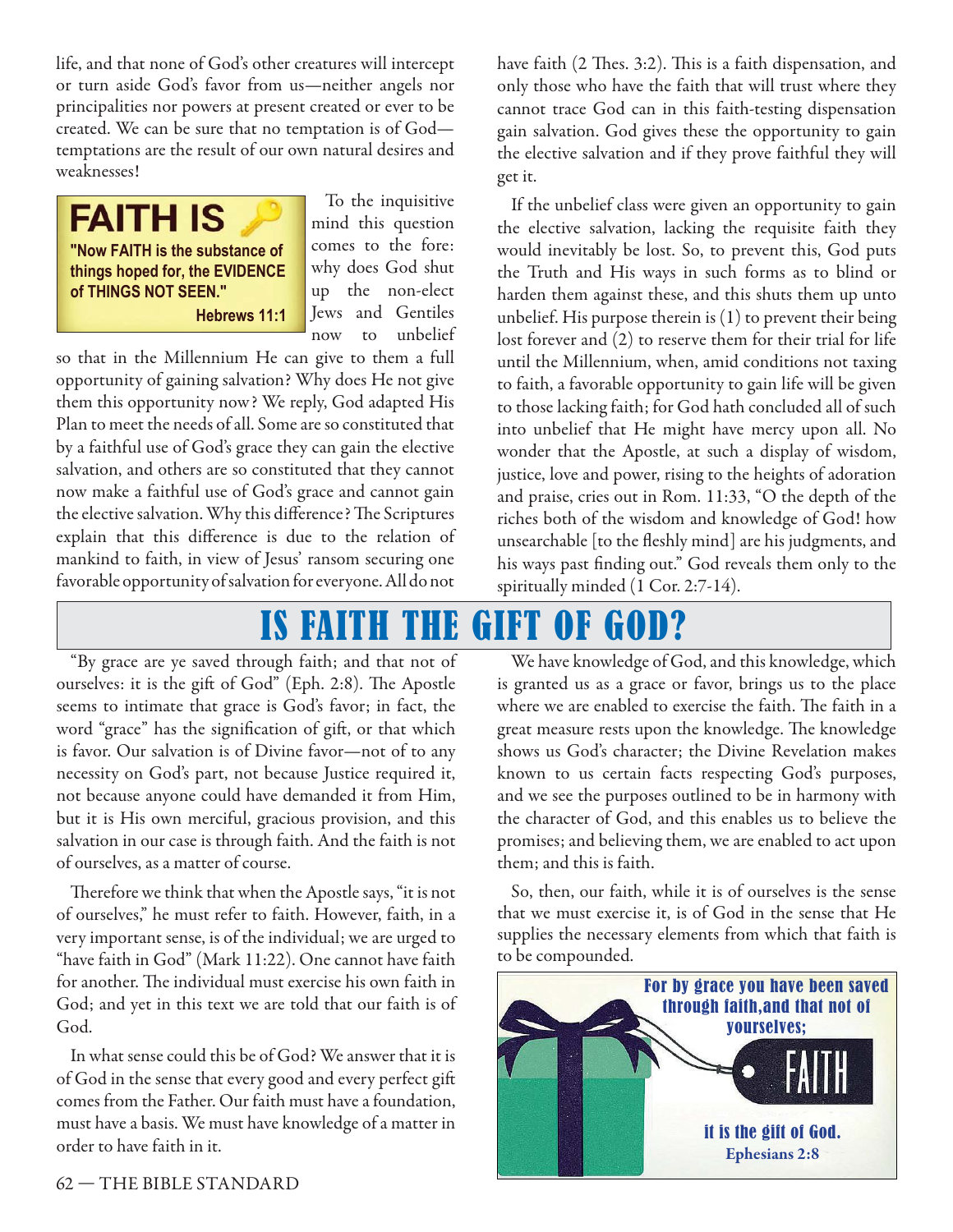life, and that none of God's other creatures will intercept or turn aside God's favor from us—neither angels nor principalities nor powers at present created or ever to be created. We can be sure that no temptation is of God—temptations are the result of our own natural desires and weaknesses!

**FAITH IS**

**"Now FAITH is the substance of things hoped for, the EVIDENCE of THINGS NOT SEEN."**

**Hebrews 11:1**

To the inquisitive mind this question comes to the fore: why does God shut up the non-elect Jews and Gentiles now to unbelief so that in the Millennium He can give to them a full opportunity of gaining salvation? Why does He not give them this opportunity now? We reply, God adapted His Plan to meet the needs of all. Some are so constituted that by a faithful use of God's grace they can gain the elective salvation, and others are so constituted that they cannot now make a faithful use of God's grace and cannot gain the elective salvation. Why this difference? The Scriptures explain that this difference is due to the relation of mankind to faith, in view of Jesus' ransom securing one favorable opportunity of salvation for everyone. All do not have faith (2 Thes. 3:2). This is a faith dispensation, and only those who have the faith that will trust where they cannot trace God can in this faith-testing dispensation gain salvation. God gives these the opportunity to gain the elective salvation and if they prove faithful they will get it.

If the unbelief class were given an opportunity to gain the elective salvation, lacking the requisite faith they would inevitably be lost. So, to prevent this, God puts the Truth and His ways in such forms as to blind or harden them against these, and this shuts them up unto unbelief. His purpose therein is (1) to prevent their being lost forever and (2) to reserve them for their trial for life until the Millennium, when, amid conditions not taxing to faith, a favorable opportunity to gain life will be given to those lacking faith; for God hath concluded all of such into unbelief that He might have mercy upon all. No wonder that the Apostle, at such a display of wisdom, justice, love and power, rising to the heights of adoration and praise, cries out in Rom. 11:33, "O the depth of the riches both of the wisdom and knowledge of God! how unsearchable [to the fleshly mind] are his judgments, and his ways past finding out." God reveals them only to the spiritually minded (1 Cor. 2:7-14).

# IS FAITH THE GIFT OF GOD?

"By grace are ye saved through faith; and that not of ourselves: it is the gift of God" (Eph. 2:8). The Apostle seems to intimate that grace is God's favor; in fact, the word "grace" has the signification of gift, or that which is favor. Our salvation is of Divine favor—not of to any necessity on God's part, not because Justice required it, not because anyone could have demanded it from Him, but it is His own merciful, gracious provision, and this salvation in our case is through faith. And the faith is not of ourselves, as a matter of course.

Therefore we think that when the Apostle says, "it is not of ourselves," he must refer to faith. However, faith, in a very important sense, is of the individual; we are urged to "have faith in God" (Mark 11:22). One cannot have faith for another. The individual must exercise his own faith in God; and yet in this text we are told that our faith is of God.

In what sense could this be of God? We answer that it is of God in the sense that every good and every perfect gift comes from the Father. Our faith must have a foundation, must have a basis. We must have knowledge of a matter in order to have faith in it.

We have knowledge of God, and this knowledge, which is granted us as a grace or favor, brings us to the place where we are enabled to exercise the faith. The faith in a great measure rests upon the knowledge. The knowledge shows us God's character; the Divine Revelation makes known to us certain facts respecting God's purposes, and we see the purposes outlined to be in harmony with the character of God, and this enables us to believe the promises; and believing them, we are enabled to act upon them; and this is faith.

So, then, our faith, while it is of ourselves is the sense that we must exercise it, is of God in the sense that He supplies the necessary elements from which that faith is to be compounded.

For by grace you have been saved through faith,and that not of yourselves;

FAITH

it is the gift of God.

Ephesians 2:8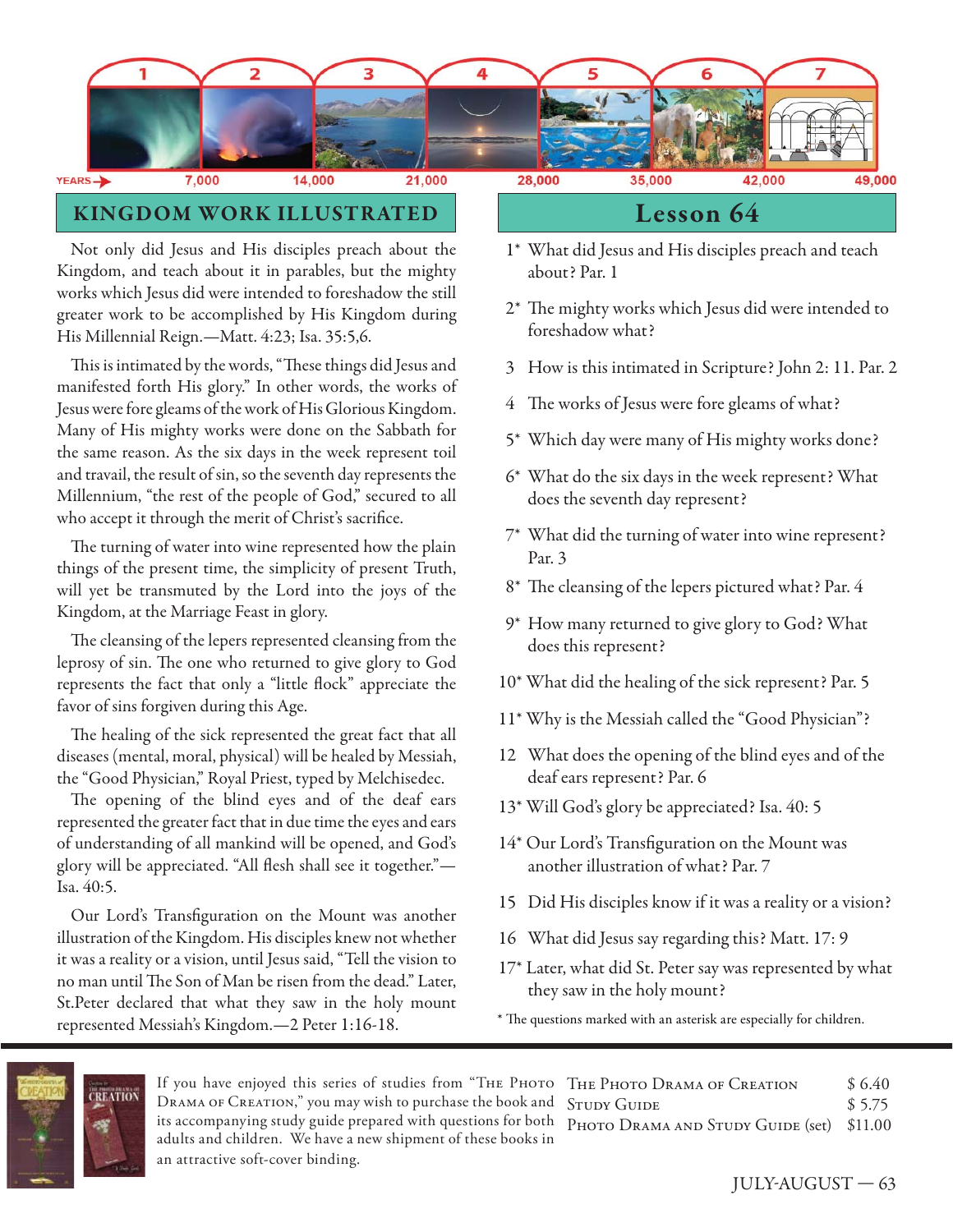| 1 | 2 | 3 | 4 | 5 | 6 | 7 |
|---|---|---|---|---|---|---|

YEARS → 7,000 14,000 21,000 28,000 35,000 42,000 49,000

## KINGDOM WORK ILLUSTRATED

Not only did Jesus and His disciples preach about the Kingdom, and teach about it in parables, but the mighty works which Jesus did were intended to foreshadow the still greater work to be accomplished by His Kingdom during His Millennial Reign.—Matt. 4:23; Isa. 35:5,6.

This is intimated by the words, "These things did Jesus and manifested forth His glory." In other words, the works of Jesus were fore gleams of the work of His Glorious Kingdom. Many of His mighty works were done on the Sabbath for the same reason. As the six days in the week represent toil and travail, the result of sin, so the seventh day represents the Millennium, "the rest of the people of God," secured to all who accept it through the merit of Christ's sacrifice.

The turning of water into wine represented how the plain things of the present time, the simplicity of present Truth, will yet be transmuted by the Lord into the joys of the Kingdom, at the Marriage Feast in glory.

The cleansing of the lepers represented cleansing from the leprosy of sin. The one who returned to give glory to God represents the fact that only a "little flock" appreciate the favor of sins forgiven during this Age.

The healing of the sick represented the great fact that all diseases (mental, moral, physical) will be healed by Messiah, the "Good Physician," Royal Priest, typed by Melchisedec.

The opening of the blind eyes and of the deaf ears represented the greater fact that in due time the eyes and ears of understanding of all mankind will be opened, and God's glory will be appreciated. "All flesh shall see it together."—Isa. 40:5.

Our Lord's Transfiguration on the Mount was another illustration of the Kingdom. His disciples knew not whether it was a reality or a vision, until Jesus said, "Tell the vision to no man until The Son of Man be risen from the dead." Later, St.Peter declared that what they saw in the holy mount represented Messiah's Kingdom.—2 Peter 1:16-18.

## Lesson 64

1* What did Jesus and His disciples preach and teach about? Par. 1

2* The mighty works which Jesus did were intended to foreshadow what?

3 How is this intimated in Scripture? John 2: 11. Par. 2

4 The works of Jesus were fore gleams of what?

5* Which day were many of His mighty works done?

6* What do the six days in the week represent? What does the seventh day represent?

7* What did the turning of water into wine represent? Par. 3

8* The cleansing of the lepers pictured what? Par. 4

9* How many returned to give glory to God? What does this represent?

10* What did the healing of the sick represent? Par. 5

11* Why is the Messiah called the "Good Physician"?

12 What does the opening of the blind eyes and of the deaf ears represent? Par. 6

13* Will God's glory be appreciated? Isa. 40: 5

14* Our Lord's Transfiguration on the Mount was another illustration of what? Par. 7

15 Did His disciples know if it was a reality or a vision?

16 What did Jesus say regarding this? Matt. 17: 9

17* Later, what did St. Peter say was represented by what they saw in the holy mount?

\* The questions marked with an asterisk are especially for children.

---

If you have enjoyed this series of studies from "The Photo Drama of Creation," you may wish to purchase the book and its accompanying study guide prepared with questions for both adults and children. We have a new shipment of these books in an attractive soft-cover binding.

| | |
|---|---|
| The Photo Drama of Creation | $ 6.40 |
| Study Guide | $ 5.75 |
| Photo Drama and Study Guide (set) | $11.00 |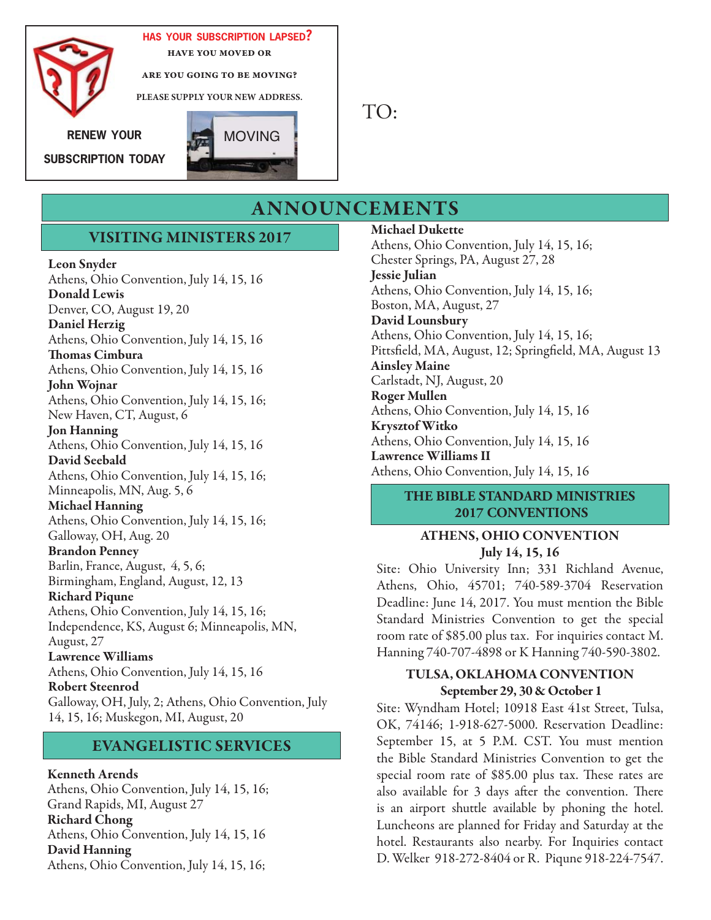HAS YOUR SUBSCRIPTION LAPSED?

HAVE YOU MOVED OR

ARE YOU GOING TO BE MOVING?

PLEASE SUPPLY YOUR NEW ADDRESS.

RENEW YOUR SUBSCRIPTION TODAY

MOVING

TO:

# ANNOUNCEMENTS

## VISITING MINISTERS 2017

**Leon Snyder**
Athens, Ohio Convention, July 14, 15, 16

**Donald Lewis**
Denver, CO, August 19, 20

**Daniel Herzig**
Athens, Ohio Convention, July 14, 15, 16

**Thomas Cimbura**
Athens, Ohio Convention, July 14, 15, 16

**John Wojnar**
Athens, Ohio Convention, July 14, 15, 16;
New Haven, CT, August, 6

**Jon Hanning**
Athens, Ohio Convention, July 14, 15, 16

**David Seebald**
Athens, Ohio Convention, July 14, 15, 16;
Minneapolis, MN, Aug. 5, 6

**Michael Hanning**
Athens, Ohio Convention, July 14, 15, 16;
Galloway, OH, Aug. 20

**Brandon Penney**
Barlin, France, August, 4, 5, 6;
Birmingham, England, August, 12, 13

**Richard Pique**
Athens, Ohio Convention, July 14, 15, 16;
Independence, KS, August 6; Minneapolis, MN, August, 27

**Lawrence Williams**
Athens, Ohio Convention, July 14, 15, 16

**Robert Steenrod**
Galloway, OH, July, 2; Athens, Ohio Convention, July 14, 15, 16; Muskegon, MI, August, 20

## EVANGELISTIC SERVICES

**Kenneth Arends**
Athens, Ohio Convention, July 14, 15, 16;
Grand Rapids, MI, August 27

**Richard Chong**
Athens, Ohio Convention, July 14, 15, 16

**David Hanning**
Athens, Ohio Convention, July 14, 15, 16;

**Michael Dukette**
Athens, Ohio Convention, July 14, 15, 16;
Chester Springs, PA, August 27, 28

**Jessie Julian**
Athens, Ohio Convention, July 14, 15, 16;
Boston, MA, August, 27

**David Lounsbury**
Athens, Ohio Convention, July 14, 15, 16;
Pittsfield, MA, August, 12; Springfield, MA, August 13

**Ainsley Maine**
Carlstadt, NJ, August, 20

**Roger Mullen**
Athens, Ohio Convention, July 14, 15, 16

**Krysztof Witko**
Athens, Ohio Convention, July 14, 15, 16

**Lawrence Williams II**
Athens, Ohio Convention, July 14, 15, 16

## THE BIBLE STANDARD MINISTRIES 2017 CONVENTIONS

### ATHENS, OHIO CONVENTION
### July 14, 15, 16

Site: Ohio University Inn; 331 Richland Avenue, Athens, Ohio, 45701; 740-589-3704 Reservation Deadline: June 14, 2017. You must mention the Bible Standard Ministries Convention to get the special room rate of $85.00 plus tax. For inquiries contact M. Hanning 740-707-4898 or K Hanning 740-590-3802.

### TULSA, OKLAHOMA CONVENTION
### September 29, 30 & October 1

Site: Wyndham Hotel; 10918 East 41st Street, Tulsa, OK, 74146; 1-918-627-5000. Reservation Deadline: September 15, at 5 P.M. CST. You must mention the Bible Standard Ministries Convention to get the special room rate of $85.00 plus tax. These rates are also available for 3 days after the convention. There is an airport shuttle available by phoning the hotel. Luncheons are planned for Friday and Saturday at the hotel. Restaurants also nearby. For Inquiries contact D. Welker 918-272-8404 or R. Pique 918-224-7547.